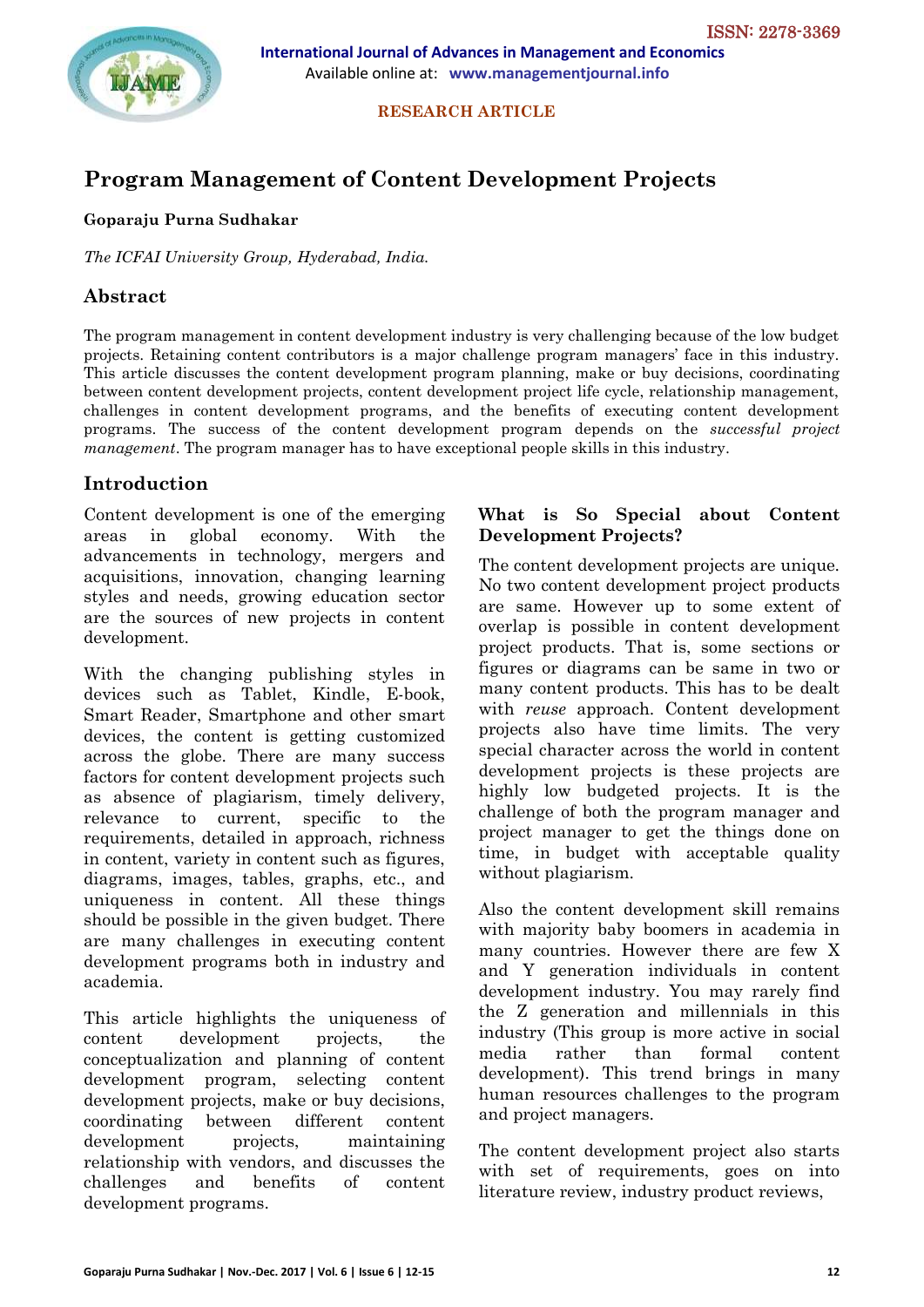RESEARCH ARTICLE

# Program Management of Content Development Projects

**Goparaju Purna Sudhakar**

*The ICFAI University Group, Hyderabad, India.*

## Abstract

The program management in content development industry is very challenging because of the low budget projects. Retaining content contributors is a major challenge program managers' face in this industry. This article discusses the content development program planning, make or buy decisions, coordinating between content development projects, content development project life cycle, relationship management, challenges in content development programs, and the benefits of executing content development programs. The success of the content development program depends on the *successful project management*. The program manager has to have exceptional people skills in this industry.

## Introduction

Content development is one of the emerging areas in global economy. With the advancements in technology, mergers and acquisitions, innovation, changing learning styles and needs, growing education sector are the sources of new projects in content development.

With the changing publishing styles in devices such as Tablet, Kindle, E-book, Smart Reader, Smartphone and other smart devices, the content is getting customized across the globe. There are many success factors for content development projects such as absence of plagiarism, timely delivery, relevance to current, specific to the requirements, detailed in approach, richness in content, variety in content such as figures, diagrams, images, tables, graphs, etc., and uniqueness in content. All these things should be possible in the given budget. There are many challenges in executing content development programs both in industry and academia.

This article highlights the uniqueness of content development projects, the conceptualization and planning of content development program, selecting content development projects, make or buy decisions, coordinating between different content development projects, maintaining relationship with vendors, and discusses the challenges and benefits of content development programs.

### What is So Special about Content Development Projects?

The content development projects are unique. No two content development project products are same. However up to some extent of overlap is possible in content development project products. That is, some sections or figures or diagrams can be same in two or many content products. This has to be dealt with *reuse* approach. Content development projects also have time limits. The very special character across the world in content development projects is these projects are highly low budgeted projects. It is the challenge of both the program manager and project manager to get the things done on time, in budget with acceptable quality without plagiarism.

Also the content development skill remains with majority baby boomers in academia in many countries. However there are few X and Y generation individuals in content development industry. You may rarely find the Z generation and millennials in this industry (This group is more active in social media rather than formal content development). This trend brings in many human resources challenges to the program and project managers.

The content development project also starts with set of requirements, goes on into literature review, industry product reviews,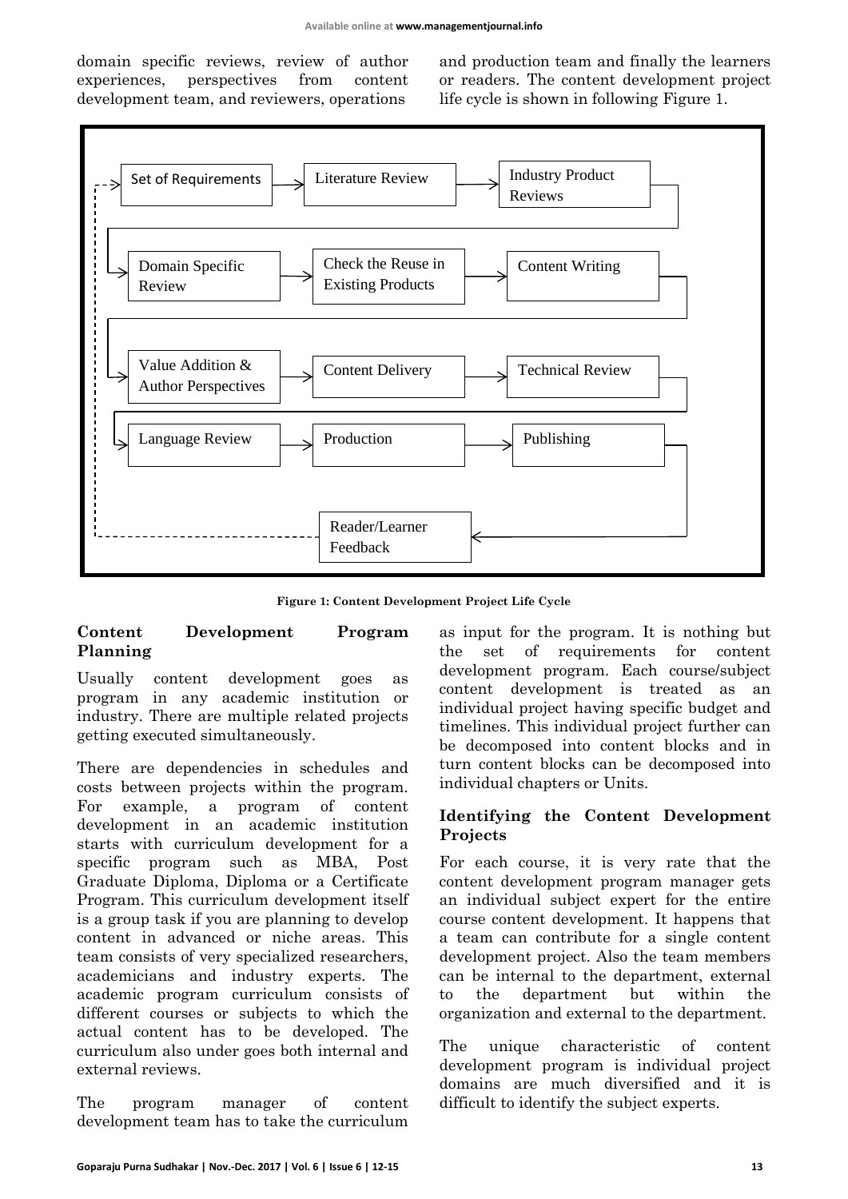domain specific reviews, review of author experiences, perspectives from content development team, and reviewers, operations and production team and finally the learners or readers. The content development project life cycle is shown in following Figure 1.

Set of Requirements → Literature Review → Industry Product Reviews → Domain Specific Review → Check the Reuse in Existing Products → Content Writing → Value Addition & Author Perspectives → Content Delivery → Technical Review → Language Review → Production → Publishing → Reader/Learner Feedback

**Figure 1: Content Development Project Life Cycle**

## Content Development Program Planning

Usually content development goes as program in any academic institution or industry. There are multiple related projects getting executed simultaneously.

There are dependencies in schedules and costs between projects within the program. For example, a program of content development in an academic institution starts with curriculum development for a specific program such as MBA, Post Graduate Diploma, Diploma or a Certificate Program. This curriculum development itself is a group task if you are planning to develop content in advanced or niche areas. This team consists of very specialized researchers, academicians and industry experts. The academic program curriculum consists of different courses or subjects to which the actual content has to be developed. The curriculum also under goes both internal and external reviews.

The program manager of content development team has to take the curriculum as input for the program. It is nothing but the set of requirements for content development program. Each course/subject content development is treated as an individual project having specific budget and timelines. This individual project further can be decomposed into content blocks and in turn content blocks can be decomposed into individual chapters or Units.

## Identifying the Content Development Projects

For each course, it is very rate that the content development program manager gets an individual subject expert for the entire course content development. It happens that a team can contribute for a single content development project. Also the team members can be internal to the department, external to the department but within the organization and external to the department.

The unique characteristic of content development program is individual project domains are much diversified and it is difficult to identify the subject experts.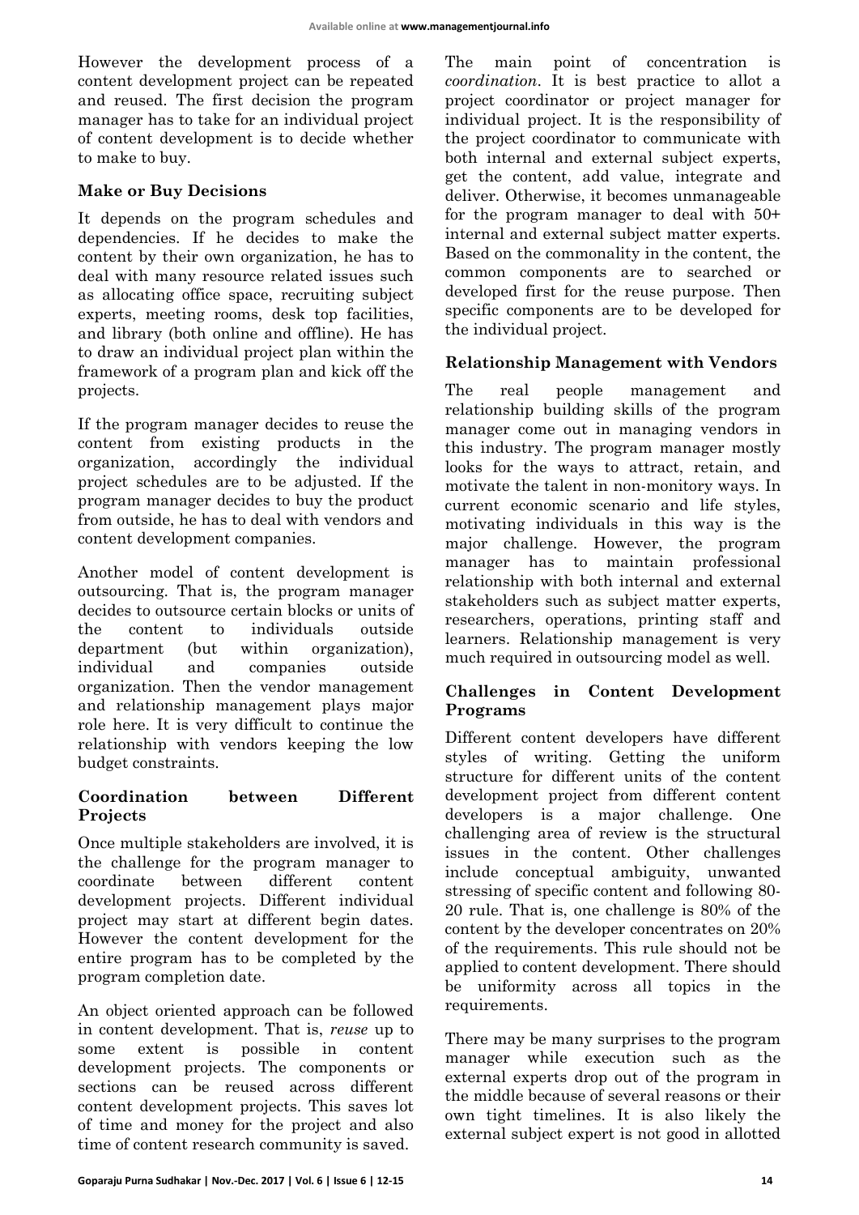However the development process of a content development project can be repeated and reused. The first decision the program manager has to take for an individual project of content development is to decide whether to make to buy.

### Make or Buy Decisions

It depends on the program schedules and dependencies. If he decides to make the content by their own organization, he has to deal with many resource related issues such as allocating office space, recruiting subject experts, meeting rooms, desk top facilities, and library (both online and offline). He has to draw an individual project plan within the framework of a program plan and kick off the projects.

If the program manager decides to reuse the content from existing products in the organization, accordingly the individual project schedules are to be adjusted. If the program manager decides to buy the product from outside, he has to deal with vendors and content development companies.

Another model of content development is outsourcing. That is, the program manager decides to outsource certain blocks or units of the content to individuals outside department (but within organization), individual and companies outside organization. Then the vendor management and relationship management plays major role here. It is very difficult to continue the relationship with vendors keeping the low budget constraints.

### Coordination between Different Projects

Once multiple stakeholders are involved, it is the challenge for the program manager to coordinate between different content development projects. Different individual project may start at different begin dates. However the content development for the entire program has to be completed by the program completion date.

An object oriented approach can be followed in content development. That is, *reuse* up to some extent is possible in content development projects. The components or sections can be reused across different content development projects. This saves lot of time and money for the project and also time of content research community is saved.

The main point of concentration is *coordination*. It is best practice to allot a project coordinator or project manager for individual project. It is the responsibility of the project coordinator to communicate with both internal and external subject experts, get the content, add value, integrate and deliver. Otherwise, it becomes unmanageable for the program manager to deal with 50+ internal and external subject matter experts. Based on the commonality in the content, the common components are to searched or developed first for the reuse purpose. Then specific components are to be developed for the individual project.

### Relationship Management with Vendors

The real people management and relationship building skills of the program manager come out in managing vendors in this industry. The program manager mostly looks for the ways to attract, retain, and motivate the talent in non-monitory ways. In current economic scenario and life styles, motivating individuals in this way is the major challenge. However, the program manager has to maintain professional relationship with both internal and external stakeholders such as subject matter experts, researchers, operations, printing staff and learners. Relationship management is very much required in outsourcing model as well.

### Challenges in Content Development Programs

Different content developers have different styles of writing. Getting the uniform structure for different units of the content development project from different content developers is a major challenge. One challenging area of review is the structural issues in the content. Other challenges include conceptual ambiguity, unwanted stressing of specific content and following 80-20 rule. That is, one challenge is 80% of the content by the developer concentrates on 20% of the requirements. This rule should not be applied to content development. There should be uniformity across all topics in the requirements.

There may be many surprises to the program manager while execution such as the external experts drop out of the program in the middle because of several reasons or their own tight timelines. It is also likely the external subject expert is not good in allotted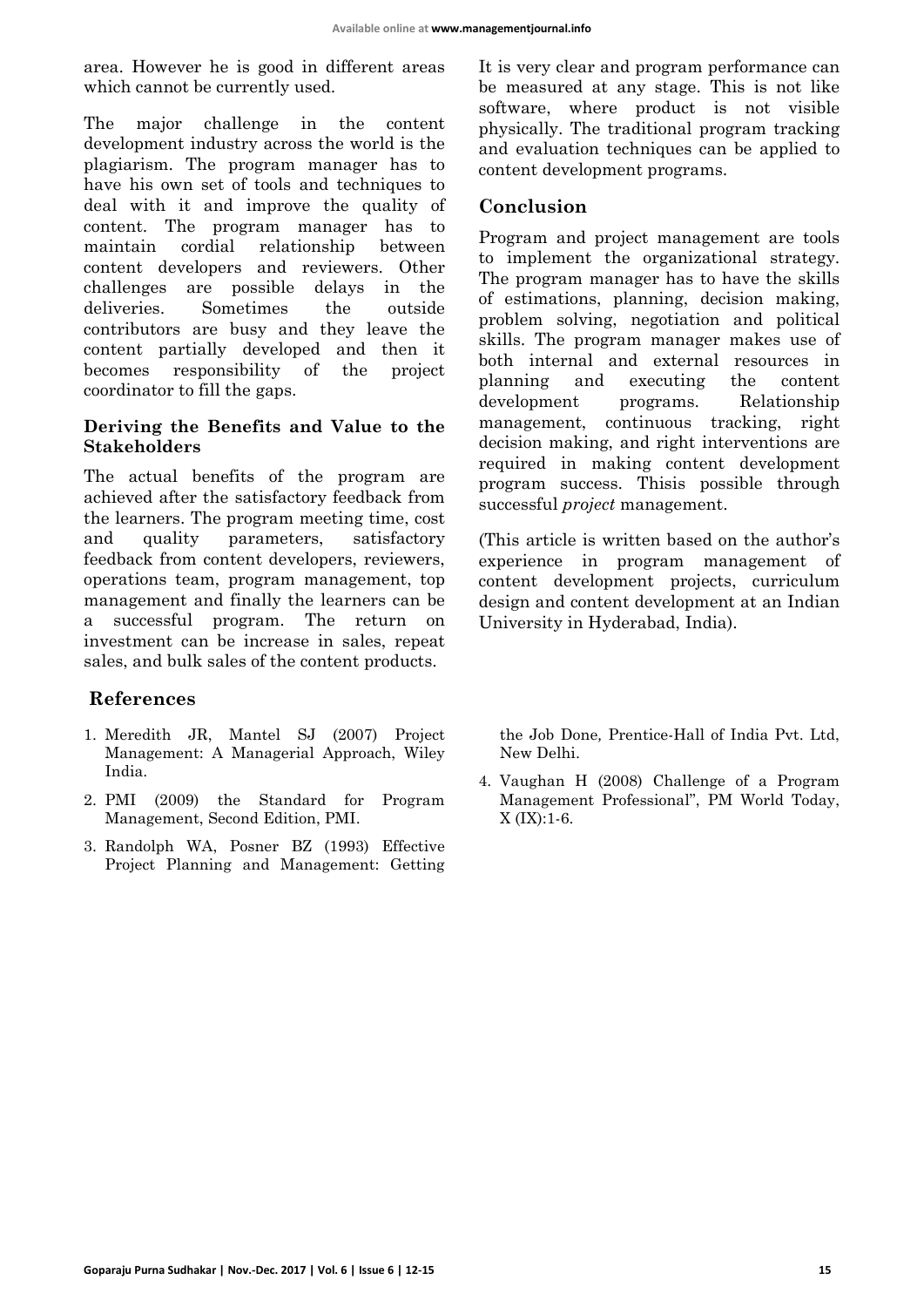area. However he is good in different areas which cannot be currently used.

The major challenge in the content development industry across the world is the plagiarism. The program manager has to have his own set of tools and techniques to deal with it and improve the quality of content. The program manager has to maintain cordial relationship between content developers and reviewers. Other challenges are possible delays in the deliveries. Sometimes the outside contributors are busy and they leave the content partially developed and then it becomes responsibility of the project coordinator to fill the gaps.

### Deriving the Benefits and Value to the Stakeholders

The actual benefits of the program are achieved after the satisfactory feedback from the learners. The program meeting time, cost and quality parameters, satisfactory feedback from content developers, reviewers, operations team, program management, top management and finally the learners can be a successful program. The return on investment can be increase in sales, repeat sales, and bulk sales of the content products.

It is very clear and program performance can be measured at any stage. This is not like software, where product is not visible physically. The traditional program tracking and evaluation techniques can be applied to content development programs.

## Conclusion

Program and project management are tools to implement the organizational strategy. The program manager has to have the skills of estimations, planning, decision making, problem solving, negotiation and political skills. The program manager makes use of both internal and external resources in planning and executing the content development programs. Relationship management, continuous tracking, right decision making, and right interventions are required in making content development program success. Thisis possible through successful *project* management.

(This article is written based on the author's experience in program management of content development projects, curriculum design and content development at an Indian University in Hyderabad, India).

## References

1. Meredith JR, Mantel SJ (2007) Project Management: A Managerial Approach, Wiley India.
2. PMI (2009) the Standard for Program Management, Second Edition, PMI.
3. Randolph WA, Posner BZ (1993) Effective Project Planning and Management: Getting the Job Done, Prentice-Hall of India Pvt. Ltd, New Delhi.
4. Vaughan H (2008) Challenge of a Program Management Professional", PM World Today, X (IX):1-6.